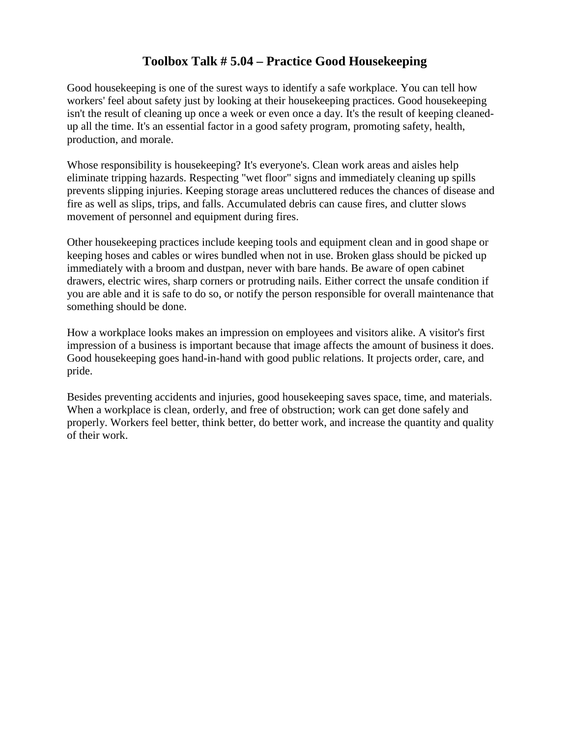# Toolbox Talk # 5.04 – Practice Good Housekeeping

Good housekeeping is one of the surest ways to identify a safe workplace. You can tell how workers' feel about safety just by looking at their housekeeping practices. Good housekeeping isn't the result of cleaning up once a week or even once a day. It's the result of keeping cleaned-up all the time. It's an essential factor in a good safety program, promoting safety, health, production, and morale.

Whose responsibility is housekeeping? It's everyone's. Clean work areas and aisles help eliminate tripping hazards. Respecting "wet floor" signs and immediately cleaning up spills prevents slipping injuries. Keeping storage areas uncluttered reduces the chances of disease and fire as well as slips, trips, and falls. Accumulated debris can cause fires, and clutter slows movement of personnel and equipment during fires.

Other housekeeping practices include keeping tools and equipment clean and in good shape or keeping hoses and cables or wires bundled when not in use. Broken glass should be picked up immediately with a broom and dustpan, never with bare hands. Be aware of open cabinet drawers, electric wires, sharp corners or protruding nails. Either correct the unsafe condition if you are able and it is safe to do so, or notify the person responsible for overall maintenance that something should be done.

How a workplace looks makes an impression on employees and visitors alike. A visitor's first impression of a business is important because that image affects the amount of business it does. Good housekeeping goes hand-in-hand with good public relations. It projects order, care, and pride.

Besides preventing accidents and injuries, good housekeeping saves space, time, and materials. When a workplace is clean, orderly, and free of obstruction; work can get done safely and properly. Workers feel better, think better, do better work, and increase the quantity and quality of their work.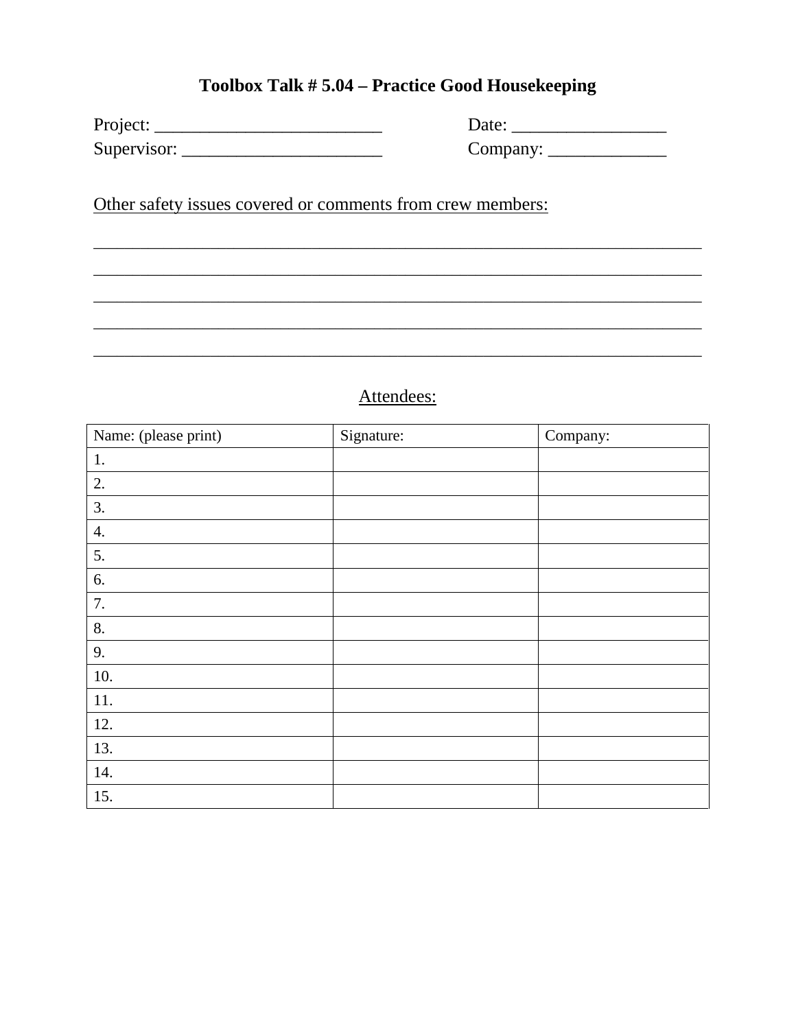## Toolbox Talk # 5.04 – Practice Good Housekeeping

Project: _________________________ Date: _________________

Supervisor: ______________________ Company: _____________

Other safety issues covered or comments from crew members:

___________________________________________________________________________

___________________________________________________________________________

___________________________________________________________________________

___________________________________________________________________________

___________________________________________________________________________

Attendees:

| Name: (please print) | Signature: | Company: |
|---|---|---|
| 1. | | |
| 2. | | |
| 3. | | |
| 4. | | |
| 5. | | |
| 6. | | |
| 7. | | |
| 8. | | |
| 9. | | |
| 10. | | |
| 11. | | |
| 12. | | |
| 13. | | |
| 14. | | |
| 15. | | |